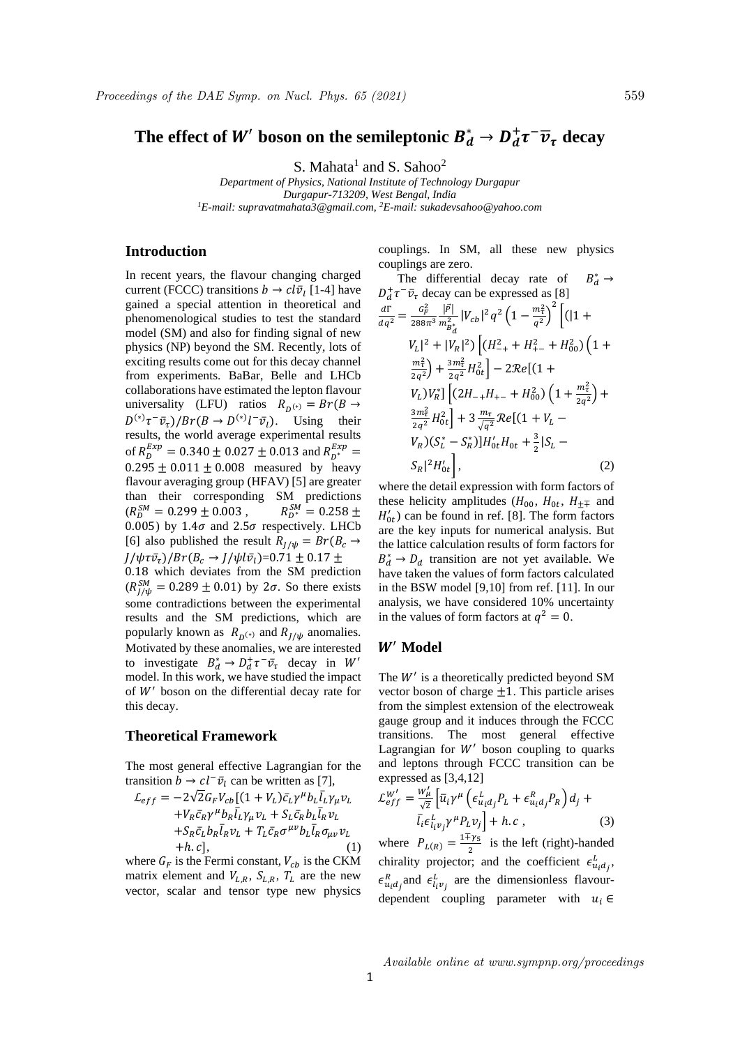# The effect of $W'$ boson on the semileptonic $B_d^* \to D_d^+ \tau^- \bar{\nu}_\tau$ decay

S. Mahata[1] and S. Sahoo[2]

*Department of Physics, National Institute of Technology Durgapur*
*Durgapur-713209, West Bengal, India*
*[1]E-mail: supravatmahata3@gmail.com, [2]E-mail: sukadevsahoo@yahoo.com*

## Introduction

In recent years, the flavour changing charged current (FCCC) transitions $b \to c l \bar{\nu}_l$ [1-4] have gained a special attention in theoretical and phenomenological studies to test the standard model (SM) and also for finding signal of new physics (NP) beyond the SM. Recently, lots of exciting results come out for this decay channel from experiments. BaBar, Belle and LHCb collaborations have estimated the lepton flavour universality (LFU) ratios $R_{D^{(*)}} = Br(B \to D^{(*)}\tau^-\bar{\nu}_\tau)/Br(B \to D^{(*)}l^-\bar{\nu}_l)$. Using their results, the world average experimental results of $R_D^{Exp} = 0.340 \pm 0.027 \pm 0.013$ and $R_{D^*}^{Exp} = 0.295 \pm 0.011 \pm 0.008$ measured by heavy flavour averaging group (HFAV) [5] are greater than their corresponding SM predictions ($R_D^{SM} = 0.299 \pm 0.003$, $R_{D^*}^{SM} = 0.258 \pm 0.005$) by $1.4\sigma$ and $2.5\sigma$ respectively. LHCb [6] also published the result $R_{J/\psi} = Br(B_c \to J/\psi\tau\bar{\nu}_\tau)/Br(B_c \to J/\psi l \bar{\nu}_l)$=$0.71 \pm 0.17 \pm 0.18$ which deviates from the SM prediction ($R_{J/\psi}^{SM} = 0.289 \pm 0.01$) by $2\sigma$. So there exists some contradictions between the experimental results and the SM predictions, which are popularly known as $R_{D^{(*)}}$ and $R_{J/\psi}$ anomalies. Motivated by these anomalies, we are interested to investigate $B_d^* \to D_d^+\tau^-\bar{\nu}_\tau$ decay in $W'$ model. In this work, we have studied the impact of $W'$ boson on the differential decay rate for this decay.

## Theoretical Framework

The most general effective Lagrangian for the transition $b \to c l^- \bar{\nu}_l$ can be written as [7],

$$\begin{aligned}\mathcal{L}_{eff} = -2\sqrt{2}G_F V_{cb}[&(1+V_L)\bar{c}_L\gamma^\mu b_L \bar{l}_L\gamma_\mu \nu_L \\ &+ V_R\bar{c}_R\gamma^\mu b_R \bar{l}_L\gamma_\mu \nu_L + S_L\bar{c}_R b_L \bar{l}_R \nu_L \\ &+ S_R\bar{c}_L b_R \bar{l}_R \nu_L + T_L\bar{c}_R\sigma^{\mu\nu} b_L \bar{l}_R \sigma_{\mu\nu}\nu_L \\ &+ h.c],\end{aligned} \quad (1)$$

where $G_F$ is the Fermi constant, $V_{cb}$ is the CKM matrix element and $V_{L,R}$, $S_{L,R}$, $T_L$ are the new vector, scalar and tensor type new physics couplings. In SM, all these new physics couplings are zero.

The differential decay rate of $B_d^* \to D_d^+\tau^-\bar{\nu}_\tau$ decay can be expressed as [8]

$$\begin{aligned}\frac{d\Gamma}{dq^2} = \frac{G_F^2}{288\pi^3}\frac{|\vec{p}|}{m_{B_d^*}^2}|V_{cb}|^2 q^2\left(1-\frac{m_\tau^2}{q^2}\right)^2\Big[(|1+ \\ V_L|^2+|V_R|^2)\left[(H_{-+}^2+H_{+-}^2+H_{00}^2)\left(1+\frac{m_\tau^2}{2q^2}\right)+\frac{3m_\tau^2}{2q^2}H_{0t}^2\right] - 2\mathcal{R}e[(1+ \\ V_L)V_R^*]\left[(2H_{-+}H_{+-}+H_{00}^2)\left(1+\frac{m_\tau^2}{2q^2}\right)+\frac{3m_\tau^2}{2q^2}H_{0t}^2\right] + 3\frac{m_\tau}{\sqrt{q^2}}\mathcal{R}e[(1+V_L- \\ V_R)(S_L^*-S_R^*)]H_{0t}'H_{0t} + \frac{3}{2}|S_L- \\ S_R|^2 H_{0t}'^2\Big],\end{aligned} \quad (2)$$

where the detail expression with form factors of these helicity amplitudes ($H_{00}$, $H_{0t}$, $H_{\pm\mp}$ and $H_{0t}'$) can be found in ref. [8]. The form factors are the key inputs for numerical analysis. But the lattice calculation results of form factors for $B_d^* \to D_d$ transition are not yet available. We have taken the values of form factors calculated in the BSW model [9,10] from ref. [11]. In our analysis, we have considered 10% uncertainty in the values of form factors at $q^2 = 0$.

## $W'$ Model

The $W'$ is a theoretically predicted beyond SM vector boson of charge $\pm 1$. This particle arises from the simplest extension of the electroweak gauge group and it induces through the FCCC transitions. The most general effective Lagrangian for $W'$ boson coupling to quarks and leptons through FCCC transition can be expressed as [3,4,12]

$$\mathcal{L}_{eff}^{W'} = \frac{W_\mu'}{\sqrt{2}}\left[\bar{u}_i\gamma^\mu\left(\epsilon_{u_i d_j}^L P_L + \epsilon_{u_i d_j}^R P_R\right)d_j + \bar{l}_i\epsilon_{l_i\nu_j}^L\gamma^\mu P_L \nu_j\right] + h.c\,, \quad (3)$$

where $P_{L(R)} = \frac{1\mp\gamma_5}{2}$ is the left (right)-handed chirality projector; and the coefficient $\epsilon_{u_i d_j}^L$, $\epsilon_{u_i d_j}^R$ and $\epsilon_{l_i\nu_j}^L$ are the dimensionless flavour-dependent coupling parameter with $u_i \in$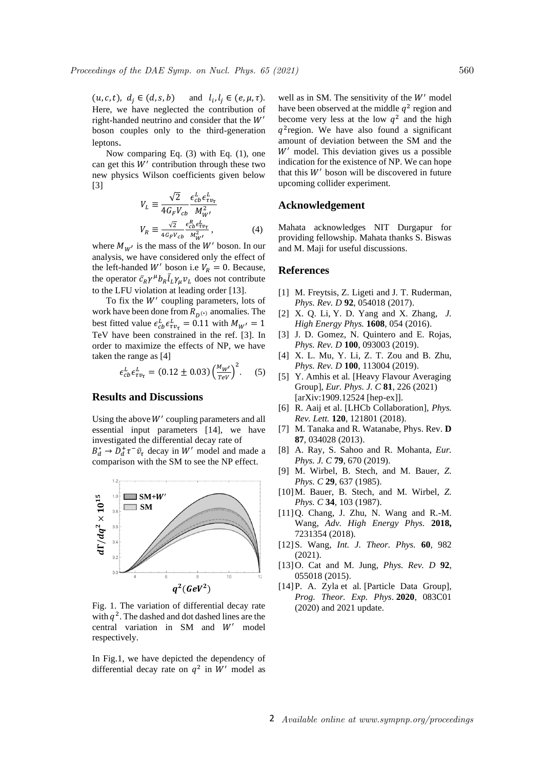$(u, c, t)$, $d_j \in (d, s, b)$ and $l_i, l_j \in (e, \mu, \tau)$. Here, we have neglected the contribution of right-handed neutrino and consider that the $W'$ boson couples only to the third-generation leptons.

Now comparing Eq. (3) with Eq. (1), one can get this $W'$ contribution through these two new physics Wilson coefficients given below [3]

$$V_L \equiv \frac{\sqrt{2}}{4G_F V_{cb}} \frac{\epsilon^L_{cb}\epsilon^L_{\tau\nu_\tau}}{M^2_{W'}}$$
$$V_R \equiv \frac{\sqrt{2}}{4G_F V_{cb}} \frac{\epsilon^R_{cb}\epsilon^L_{\tau\nu_\tau}}{M^2_{W'}}, \quad (4)$$

where $M_{W'}$ is the mass of the $W'$ boson. In our analysis, we have considered only the effect of the left-handed $W'$ boson i.e $V_R = 0$. Because, the operator $\bar{c}_R\gamma^\mu b_R \bar{l}_L\gamma_\mu \nu_L$ does not contribute to the LFU violation at leading order [13].

To fix the $W'$ coupling parameters, lots of work have been done from $R_{D^{(*)}}$ anomalies. The best fitted value $\epsilon^L_{cb}\epsilon^L_{\tau\nu_\tau} = 0.11$ with $M_{W'} = 1$ TeV have been constrained in the ref. [3]. In order to maximize the effects of NP, we have taken the range as [4]

$$\epsilon^L_{cb}\epsilon^L_{\tau\nu_\tau} = (0.12 \pm 0.03)\left(\frac{M_{W'}}{TeV}\right)^2. \quad (5)$$

## Results and Discussions

Using the above $W'$ coupling parameters and all essential input parameters [14], we have investigated the differential decay rate of $B_d^* \to D_d^+\tau^-\bar{\nu}_\tau$ decay in $W'$ model and made a comparison with the SM to see the NP effect.

SM+$W'$
SM
$d\Gamma/dq^2 \times 10^{15}$
$q^2(GeV^2)$

Fig. 1. The variation of differential decay rate with $q^2$. The dashed and dot dashed lines are the central variation in SM and $W'$ model respectively.

In Fig.1, we have depicted the dependency of differential decay rate on $q^2$ in $W'$ model as well as in SM. The sensitivity of the $W'$ model have been observed at the middle $q^2$ region and become very less at the low $q^2$ and the high $q^2$region. We have also found a significant amount of deviation between the SM and the $W'$ model. This deviation gives us a possible indication for the existence of NP. We can hope that this $W'$ boson will be discovered in future upcoming collider experiment.

## Acknowledgement

Mahata acknowledges NIT Durgapur for providing fellowship. Mahata thanks S. Biswas and M. Maji for useful discussions.

## References

[1] M. Freytsis, Z. Ligeti and J. T. Ruderman, *Phys. Rev. D* **92**, 054018 (2017).
[2] X. Q. Li, Y. D. Yang and X. Zhang, *J. High Energy Phys.* **1608**, 054 (2016).
[3] J. D. Gomez, N. Quintero and E. Rojas, *Phys. Rev. D* **100**, 093003 (2019).
[4] X. L. Mu, Y. Li, Z. T. Zou and B. Zhu, *Phys. Rev. D* **100**, 113004 (2019).
[5] Y. Amhis et al. [Heavy Flavour Averaging Group], *Eur. Phys. J. C* **81**, 226 (2021) [arXiv:1909.12524 [hep-ex]].
[6] R. Aaij et al. [LHCb Collaboration], *Phys. Rev. Lett.* **120**, 121801 (2018).
[7] M. Tanaka and R. Watanabe, Phys. Rev. **D 87**, 034028 (2013).
[8] A. Ray, S. Sahoo and R. Mohanta, *Eur. Phys. J. C* **79**, 670 (2019).
[9] M. Wirbel, B. Stech, and M. Bauer, *Z. Phys. C* **29**, 637 (1985).
[10] M. Bauer, B. Stech, and M. Wirbel, *Z. Phys. C* **34**, 103 (1987).
[11] Q. Chang, J. Zhu, N. Wang and R.-M. Wang, *Adv. High Energy Phys.* **2018,** 7231354 (2018).
[12] S. Wang, *Int. J. Theor. Phys.* **60**, 982 (2021).
[13] O. Cat and M. Jung, *Phys. Rev. D* **92**, 055018 (2015).
[14] P. A. Zyla et al. [Particle Data Group], *Prog. Theor. Exp. Phys*. **2020**, 083C01 (2020) and 2021 update.